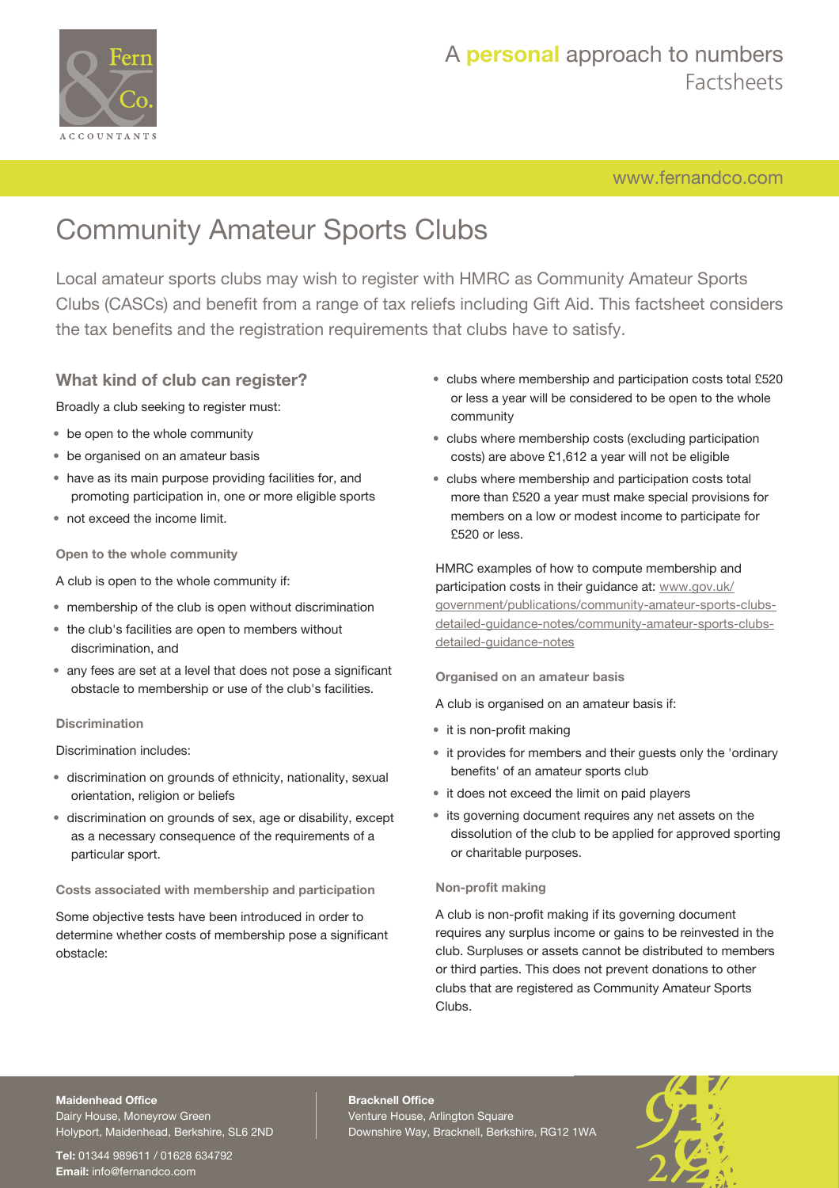# Community Amateur Sports Clubs

Local amateur sports clubs may wish to register with HMRC as Community Amateur Sports Clubs (CASCs) and benefit from a range of tax reliefs including Gift Aid. This factsheet considers the tax benefits and the registration requirements that clubs have to satisfy.

## What kind of club can register?

Broadly a club seeking to register must:

- be open to the whole community
- be organised on an amateur basis
- have as its main purpose providing facilities for, and promoting participation in, one or more eligible sports
- not exceed the income limit.

### Open to the whole community

A club is open to the whole community if:

- membership of the club is open without discrimination
- the club's facilities are open to members without discrimination, and
- any fees are set at a level that does not pose a significant obstacle to membership or use of the club's facilities.

### Discrimination

Discrimination includes:

- discrimination on grounds of ethnicity, nationality, sexual orientation, religion or beliefs
- discrimination on grounds of sex, age or disability, except as a necessary consequence of the requirements of a particular sport.

### Costs associated with membership and participation

Some objective tests have been introduced in order to determine whether costs of membership pose a significant obstacle:

- clubs where membership and participation costs total £520 or less a year will be considered to be open to the whole community
- clubs where membership costs (excluding participation costs) are above £1,612 a year will not be eligible
- clubs where membership and participation costs total more than £520 a year must make special provisions for members on a low or modest income to participate for £520 or less.

HMRC examples of how to compute membership and participation costs in their guidance at: www.gov.uk/government/publications/community-amateur-sports-clubs-detailed-guidance-notes/community-amateur-sports-clubs-detailed-guidance-notes

### Organised on an amateur basis

A club is organised on an amateur basis if:

- it is non-profit making
- it provides for members and their guests only the 'ordinary benefits' of an amateur sports club
- it does not exceed the limit on paid players
- its governing document requires any net assets on the dissolution of the club to be applied for approved sporting or charitable purposes.

### Non-profit making

A club is non-profit making if its governing document requires any surplus income or gains to be reinvested in the club. Surpluses or assets cannot be distributed to members or third parties. This does not prevent donations to other clubs that are registered as Community Amateur Sports Clubs.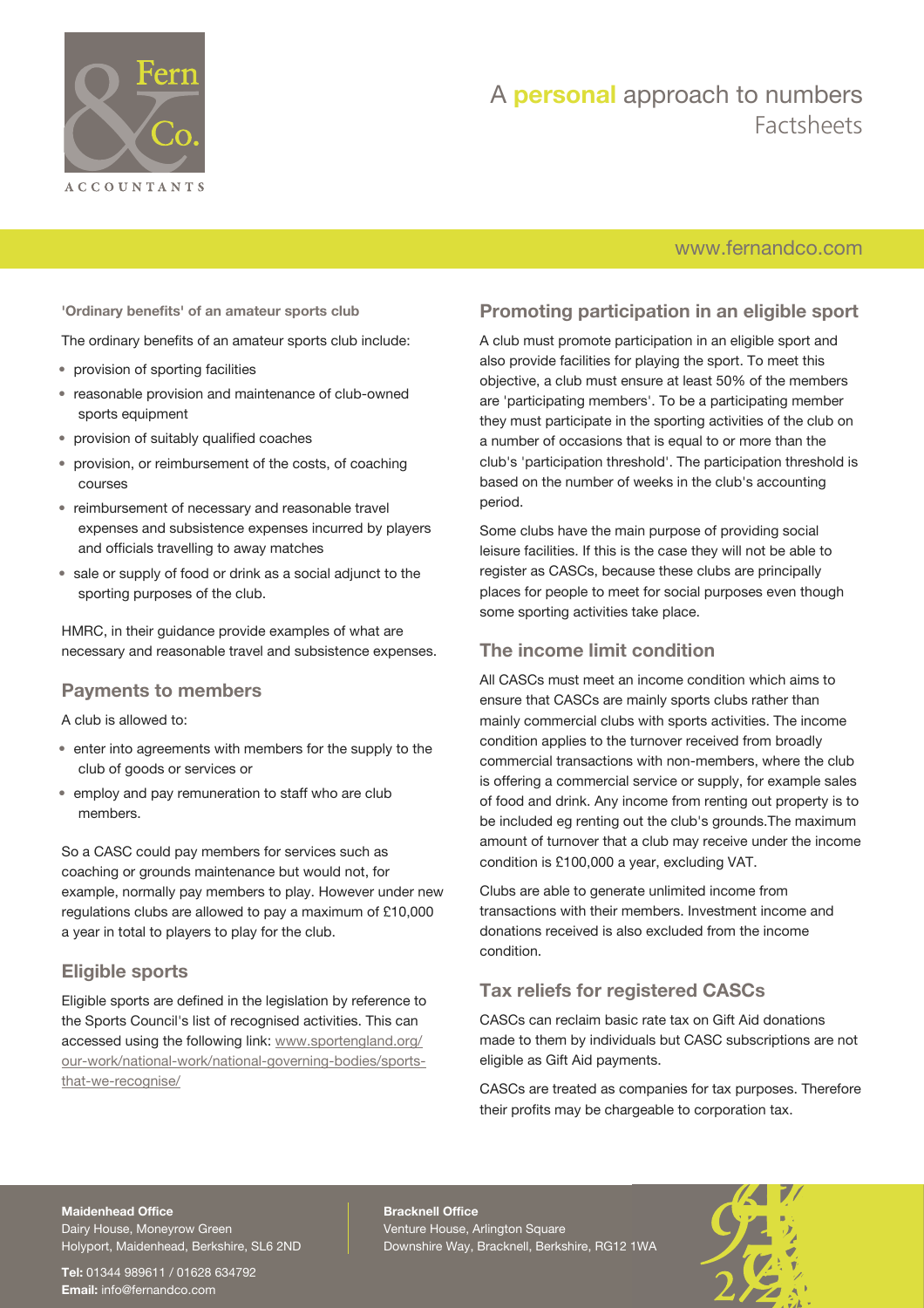**'Ordinary benefits' of an amateur sports club**

The ordinary benefits of an amateur sports club include:

- provision of sporting facilities
- reasonable provision and maintenance of club-owned sports equipment
- provision of suitably qualified coaches
- provision, or reimbursement of the costs, of coaching courses
- reimbursement of necessary and reasonable travel expenses and subsistence expenses incurred by players and officials travelling to away matches
- sale or supply of food or drink as a social adjunct to the sporting purposes of the club.

HMRC, in their guidance provide examples of what are necessary and reasonable travel and subsistence expenses.

## Payments to members

A club is allowed to:

- enter into agreements with members for the supply to the club of goods or services or
- employ and pay remuneration to staff who are club members.

So a CASC could pay members for services such as coaching or grounds maintenance but would not, for example, normally pay members to play. However under new regulations clubs are allowed to pay a maximum of £10,000 a year in total to players to play for the club.

## Eligible sports

Eligible sports are defined in the legislation by reference to the Sports Council's list of recognised activities. This can accessed using the following link: www.sportengland.org/our-work/national-work/national-governing-bodies/sports-that-we-recognise/

## Promoting participation in an eligible sport

A club must promote participation in an eligible sport and also provide facilities for playing the sport. To meet this objective, a club must ensure at least 50% of the members are 'participating members'. To be a participating member they must participate in the sporting activities of the club on a number of occasions that is equal to or more than the club's 'participation threshold'. The participation threshold is based on the number of weeks in the club's accounting period.

Some clubs have the main purpose of providing social leisure facilities. If this is the case they will not be able to register as CASCs, because these clubs are principally places for people to meet for social purposes even though some sporting activities take place.

## The income limit condition

All CASCs must meet an income condition which aims to ensure that CASCs are mainly sports clubs rather than mainly commercial clubs with sports activities. The income condition applies to the turnover received from broadly commercial transactions with non-members, where the club is offering a commercial service or supply, for example sales of food and drink. Any income from renting out property is to be included eg renting out the club's grounds.The maximum amount of turnover that a club may receive under the income condition is £100,000 a year, excluding VAT.

Clubs are able to generate unlimited income from transactions with their members. Investment income and donations received is also excluded from the income condition.

## Tax reliefs for registered CASCs

CASCs can reclaim basic rate tax on Gift Aid donations made to them by individuals but CASC subscriptions are not eligible as Gift Aid payments.

CASCs are treated as companies for tax purposes. Therefore their profits may be chargeable to corporation tax.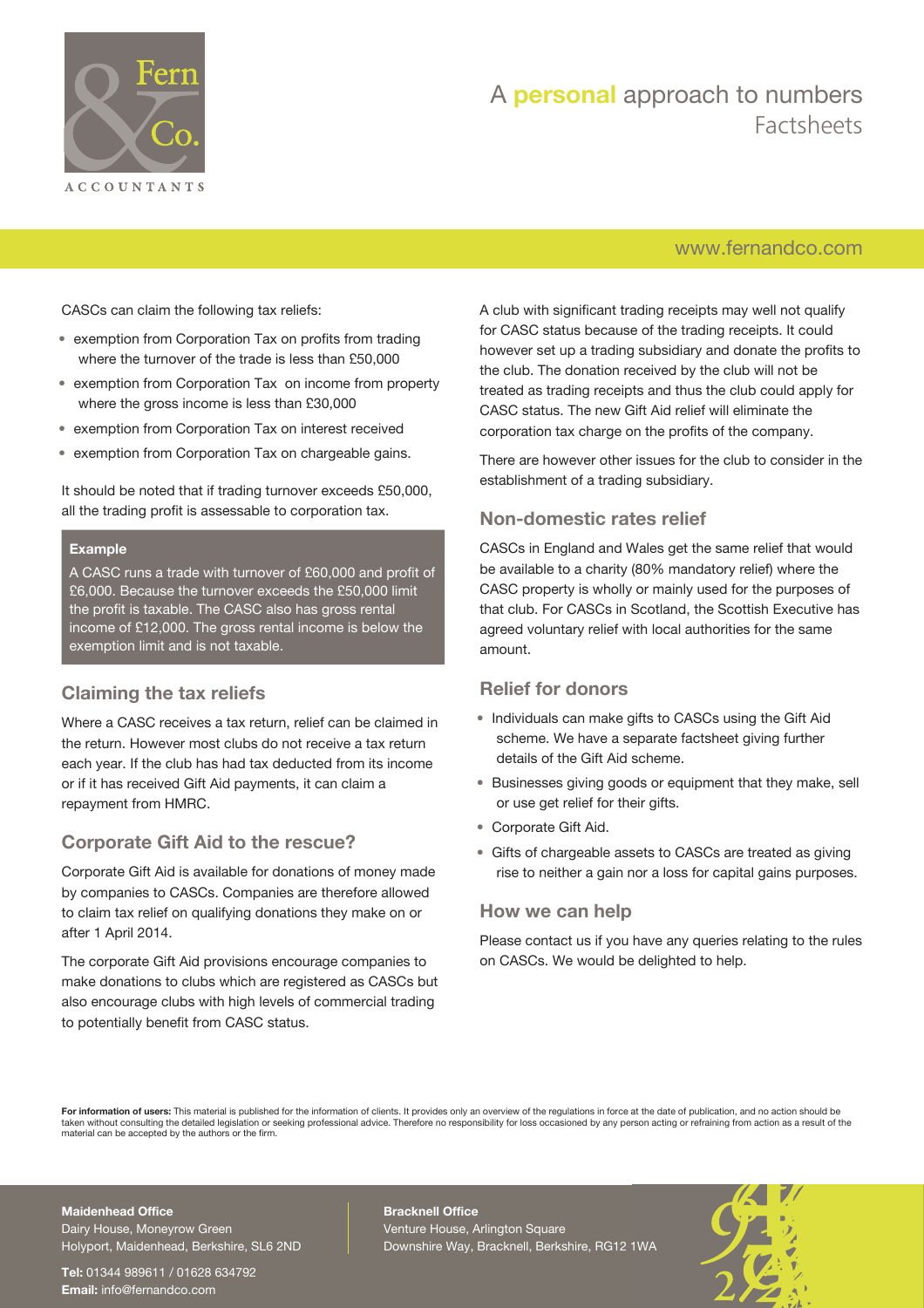CASCs can claim the following tax reliefs:

- exemption from Corporation Tax on profits from trading where the turnover of the trade is less than £50,000
- exemption from Corporation Tax on income from property where the gross income is less than £30,000
- exemption from Corporation Tax on interest received
- exemption from Corporation Tax on chargeable gains.

It should be noted that if trading turnover exceeds £50,000, all the trading profit is assessable to corporation tax.

**Example**

A CASC runs a trade with turnover of £60,000 and profit of £6,000. Because the turnover exceeds the £50,000 limit the profit is taxable. The CASC also has gross rental income of £12,000. The gross rental income is below the exemption limit and is not taxable.

## Claiming the tax reliefs

Where a CASC receives a tax return, relief can be claimed in the return. However most clubs do not receive a tax return each year. If the club has had tax deducted from its income or if it has received Gift Aid payments, it can claim a repayment from HMRC.

## Corporate Gift Aid to the rescue?

Corporate Gift Aid is available for donations of money made by companies to CASCs. Companies are therefore allowed to claim tax relief on qualifying donations they make on or after 1 April 2014.

The corporate Gift Aid provisions encourage companies to make donations to clubs which are registered as CASCs but also encourage clubs with high levels of commercial trading to potentially benefit from CASC status.

A club with significant trading receipts may well not qualify for CASC status because of the trading receipts. It could however set up a trading subsidiary and donate the profits to the club. The donation received by the club will not be treated as trading receipts and thus the club could apply for CASC status. The new Gift Aid relief will eliminate the corporation tax charge on the profits of the company.

There are however other issues for the club to consider in the establishment of a trading subsidiary.

## Non-domestic rates relief

CASCs in England and Wales get the same relief that would be available to a charity (80% mandatory relief) where the CASC property is wholly or mainly used for the purposes of that club. For CASCs in Scotland, the Scottish Executive has agreed voluntary relief with local authorities for the same amount.

## Relief for donors

- Individuals can make gifts to CASCs using the Gift Aid scheme. We have a separate factsheet giving further details of the Gift Aid scheme.
- Businesses giving goods or equipment that they make, sell or use get relief for their gifts.
- Corporate Gift Aid.
- Gifts of chargeable assets to CASCs are treated as giving rise to neither a gain nor a loss for capital gains purposes.

## How we can help

Please contact us if you have any queries relating to the rules on CASCs. We would be delighted to help.

**For information of users:** This material is published for the information of clients. It provides only an overview of the regulations in force at the date of publication, and no action should be taken without consulting the detailed legislation or seeking professional advice. Therefore no responsibility for loss occasioned by any person acting or refraining from action as a result of the material can be accepted by the authors or the firm.